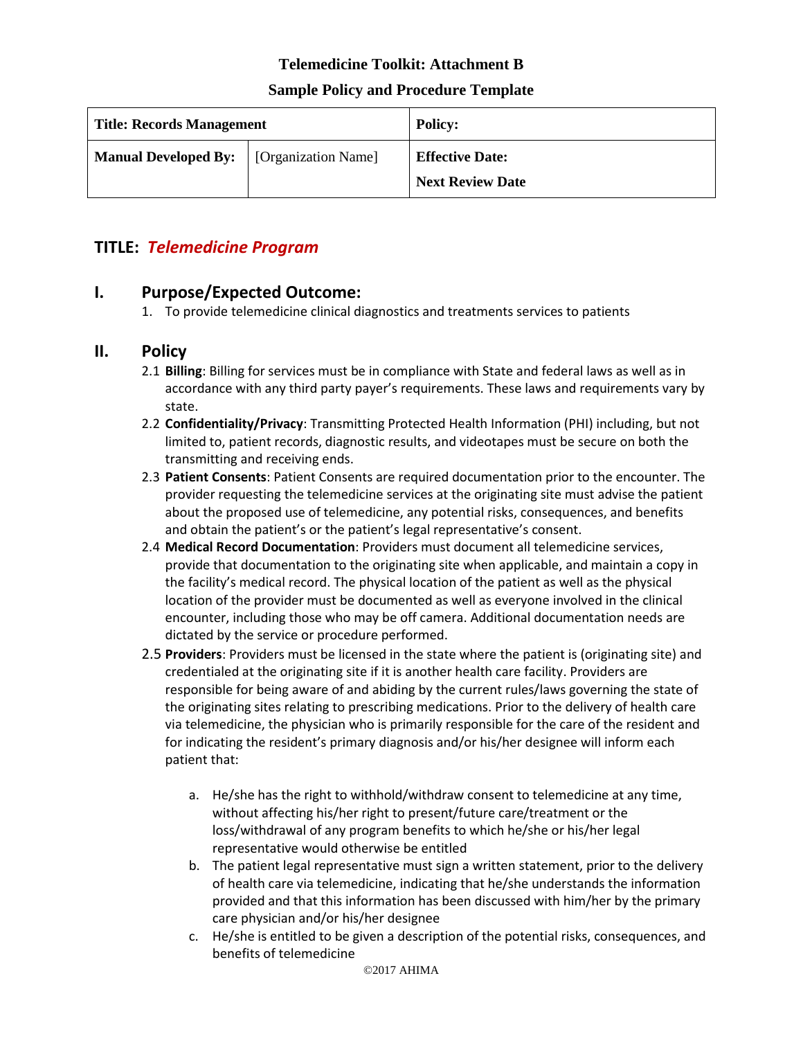**Telemedicine Toolkit: Attachment B**

**Sample Policy and Procedure Template**

| **Title: Records Management** | | **Policy:** |
|---|---|---|
| **Manual Developed By:** | [Organization Name] | **Effective Date:**<br>**Next Review Date** |

## TITLE: *Telemedicine Program*

## I. Purpose/Expected Outcome:

1. To provide telemedicine clinical diagnostics and treatments services to patients

## II. Policy

2.1 **Billing**: Billing for services must be in compliance with State and federal laws as well as in accordance with any third party payer's requirements. These laws and requirements vary by state.

2.2 **Confidentiality/Privacy**: Transmitting Protected Health Information (PHI) including, but not limited to, patient records, diagnostic results, and videotapes must be secure on both the transmitting and receiving ends.

2.3 **Patient Consents**: Patient Consents are required documentation prior to the encounter. The provider requesting the telemedicine services at the originating site must advise the patient about the proposed use of telemedicine, any potential risks, consequences, and benefits and obtain the patient's or the patient's legal representative's consent.

2.4 **Medical Record Documentation**: Providers must document all telemedicine services, provide that documentation to the originating site when applicable, and maintain a copy in the facility's medical record. The physical location of the patient as well as the physical location of the provider must be documented as well as everyone involved in the clinical encounter, including those who may be off camera. Additional documentation needs are dictated by the service or procedure performed.

2.5 **Providers**: Providers must be licensed in the state where the patient is (originating site) and credentialed at the originating site if it is another health care facility. Providers are responsible for being aware of and abiding by the current rules/laws governing the state of the originating sites relating to prescribing medications. Prior to the delivery of health care via telemedicine, the physician who is primarily responsible for the care of the resident and for indicating the resident's primary diagnosis and/or his/her designee will inform each patient that:

a. He/she has the right to withhold/withdraw consent to telemedicine at any time, without affecting his/her right to present/future care/treatment or the loss/withdrawal of any program benefits to which he/she or his/her legal representative would otherwise be entitled

b. The patient legal representative must sign a written statement, prior to the delivery of health care via telemedicine, indicating that he/she understands the information provided and that this information has been discussed with him/her by the primary care physician and/or his/her designee

c. He/she is entitled to be given a description of the potential risks, consequences, and benefits of telemedicine

©2017 AHIMA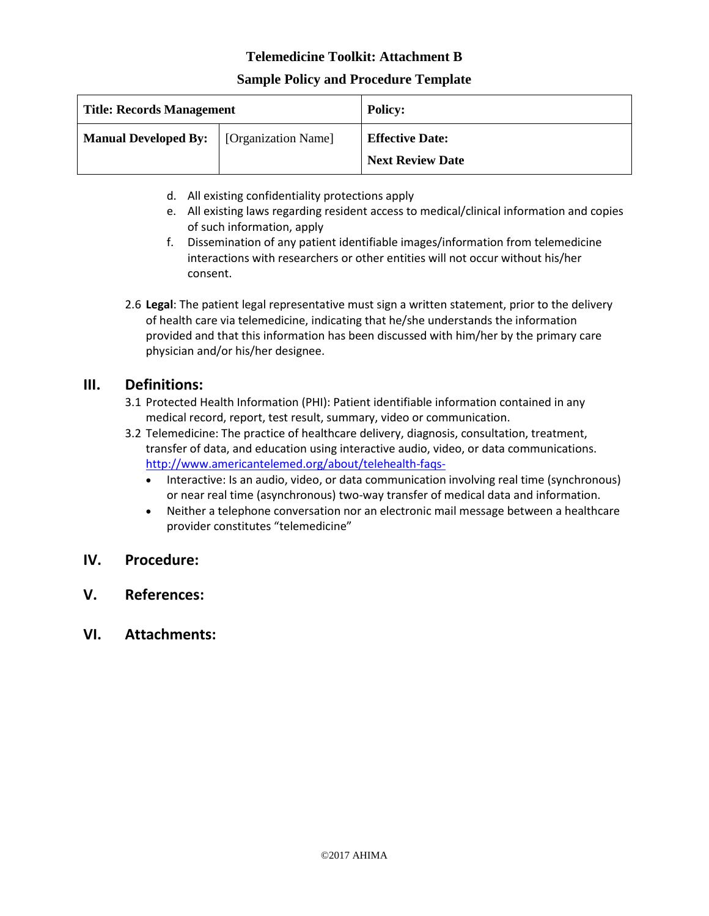**Telemedicine Toolkit: Attachment B**

**Sample Policy and Procedure Template**

| | | |
|---|---|---|
| **Title: Records Management** | | **Policy:** |
| **Manual Developed By:** | [Organization Name] | **Effective Date:**<br>**Next Review Date** |

d. All existing confidentiality protections apply
e. All existing laws regarding resident access to medical/clinical information and copies of such information, apply
f. Dissemination of any patient identifiable images/information from telemedicine interactions with researchers or other entities will not occur without his/her consent.

2.6 **Legal**: The patient legal representative must sign a written statement, prior to the delivery of health care via telemedicine, indicating that he/she understands the information provided and that this information has been discussed with him/her by the primary care physician and/or his/her designee.

## III. Definitions:

3.1 Protected Health Information (PHI): Patient identifiable information contained in any medical record, report, test result, summary, video or communication.

3.2 Telemedicine: The practice of healthcare delivery, diagnosis, consultation, treatment, transfer of data, and education using interactive audio, video, or data communications. [http://www.americantelemed.org/about/telehealth-faqs-](http://www.americantelemed.org/about/telehealth-faqs-)

- Interactive: Is an audio, video, or data communication involving real time (synchronous) or near real time (asynchronous) two-way transfer of medical data and information.
- Neither a telephone conversation nor an electronic mail message between a healthcare provider constitutes "telemedicine"

## IV. Procedure:

## V. References:

## VI. Attachments:

©2017 AHIMA